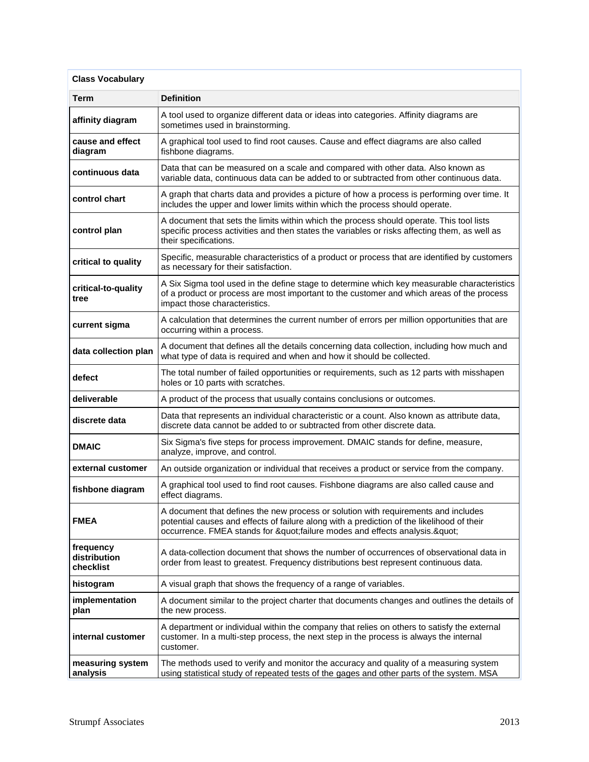**Class Vocabulary**

| Term | Definition |
|---|---|
| **affinity diagram** | A tool used to organize different data or ideas into categories. Affinity diagrams are sometimes used in brainstorming. |
| **cause and effect diagram** | A graphical tool used to find root causes. Cause and effect diagrams are also called fishbone diagrams. |
| **continuous data** | Data that can be measured on a scale and compared with other data. Also known as variable data, continuous data can be added to or subtracted from other continuous data. |
| **control chart** | A graph that charts data and provides a picture of how a process is performing over time. It includes the upper and lower limits within which the process should operate. |
| **control plan** | A document that sets the limits within which the process should operate. This tool lists specific process activities and then states the variables or risks affecting them, as well as their specifications. |
| **critical to quality** | Specific, measurable characteristics of a product or process that are identified by customers as necessary for their satisfaction. |
| **critical-to-quality tree** | A Six Sigma tool used in the define stage to determine which key measurable characteristics of a product or process are most important to the customer and which areas of the process impact those characteristics. |
| **current sigma** | A calculation that determines the current number of errors per million opportunities that are occurring within a process. |
| **data collection plan** | A document that defines all the details concerning data collection, including how much and what type of data is required and when and how it should be collected. |
| **defect** | The total number of failed opportunities or requirements, such as 12 parts with misshapen holes or 10 parts with scratches. |
| **deliverable** | A product of the process that usually contains conclusions or outcomes. |
| **discrete data** | Data that represents an individual characteristic or a count. Also known as attribute data, discrete data cannot be added to or subtracted from other discrete data. |
| **DMAIC** | Six Sigma's five steps for process improvement. DMAIC stands for define, measure, analyze, improve, and control. |
| **external customer** | An outside organization or individual that receives a product or service from the company. |
| **fishbone diagram** | A graphical tool used to find root causes. Fishbone diagrams are also called cause and effect diagrams. |
| **FMEA** | A document that defines the new process or solution with requirements and includes potential causes and effects of failure along with a prediction of the likelihood of their occurrence. FMEA stands for &quot;failure modes and effects analysis.&quot; |
| **frequency distribution checklist** | A data-collection document that shows the number of occurrences of observational data in order from least to greatest. Frequency distributions best represent continuous data. |
| **histogram** | A visual graph that shows the frequency of a range of variables. |
| **implementation plan** | A document similar to the project charter that documents changes and outlines the details of the new process. |
| **internal customer** | A department or individual within the company that relies on others to satisfy the external customer. In a multi-step process, the next step in the process is always the internal customer. |
| **measuring system analysis** | The methods used to verify and monitor the accuracy and quality of a measuring system using statistical study of repeated tests of the gages and other parts of the system. MSA |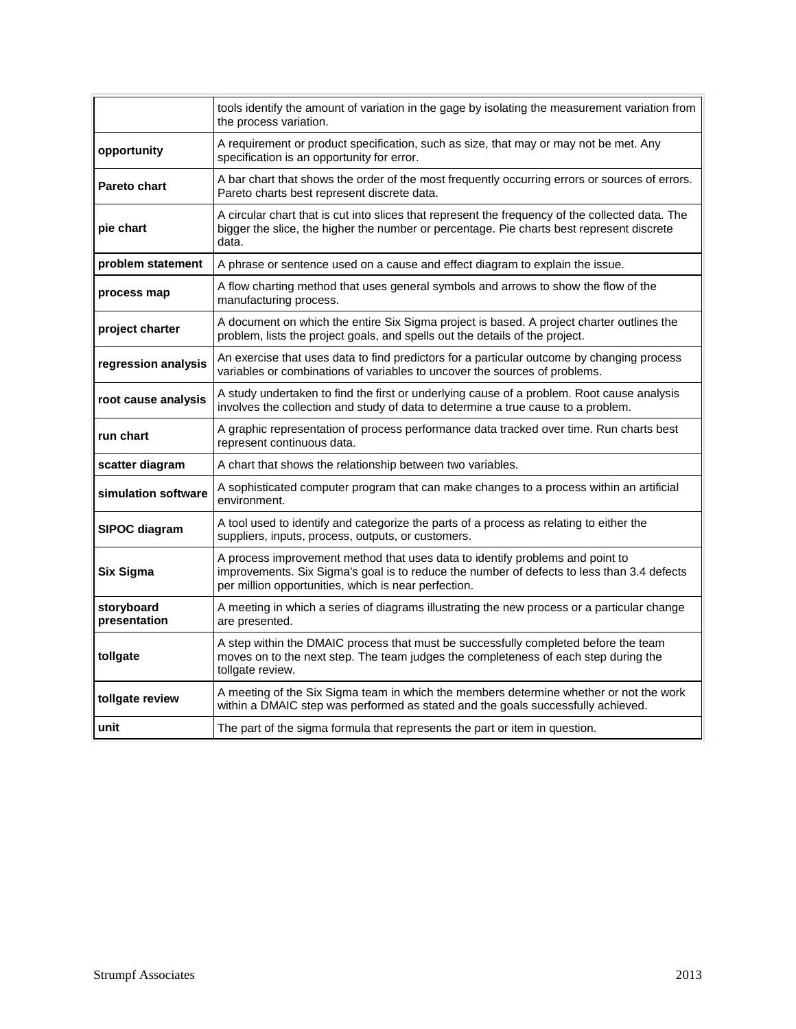| | |
|---|---|
| | tools identify the amount of variation in the gage by isolating the measurement variation from the process variation. |
| **opportunity** | A requirement or product specification, such as size, that may or may not be met. Any specification is an opportunity for error. |
| **Pareto chart** | A bar chart that shows the order of the most frequently occurring errors or sources of errors. Pareto charts best represent discrete data. |
| **pie chart** | A circular chart that is cut into slices that represent the frequency of the collected data. The bigger the slice, the higher the number or percentage. Pie charts best represent discrete data. |
| **problem statement** | A phrase or sentence used on a cause and effect diagram to explain the issue. |
| **process map** | A flow charting method that uses general symbols and arrows to show the flow of the manufacturing process. |
| **project charter** | A document on which the entire Six Sigma project is based. A project charter outlines the problem, lists the project goals, and spells out the details of the project. |
| **regression analysis** | An exercise that uses data to find predictors for a particular outcome by changing process variables or combinations of variables to uncover the sources of problems. |
| **root cause analysis** | A study undertaken to find the first or underlying cause of a problem. Root cause analysis involves the collection and study of data to determine a true cause to a problem. |
| **run chart** | A graphic representation of process performance data tracked over time. Run charts best represent continuous data. |
| **scatter diagram** | A chart that shows the relationship between two variables. |
| **simulation software** | A sophisticated computer program that can make changes to a process within an artificial environment. |
| **SIPOC diagram** | A tool used to identify and categorize the parts of a process as relating to either the suppliers, inputs, process, outputs, or customers. |
| **Six Sigma** | A process improvement method that uses data to identify problems and point to improvements. Six Sigma's goal is to reduce the number of defects to less than 3.4 defects per million opportunities, which is near perfection. |
| **storyboard presentation** | A meeting in which a series of diagrams illustrating the new process or a particular change are presented. |
| **tollgate** | A step within the DMAIC process that must be successfully completed before the team moves on to the next step. The team judges the completeness of each step during the tollgate review. |
| **tollgate review** | A meeting of the Six Sigma team in which the members determine whether or not the work within a DMAIC step was performed as stated and the goals successfully achieved. |
| **unit** | The part of the sigma formula that represents the part or item in question. |